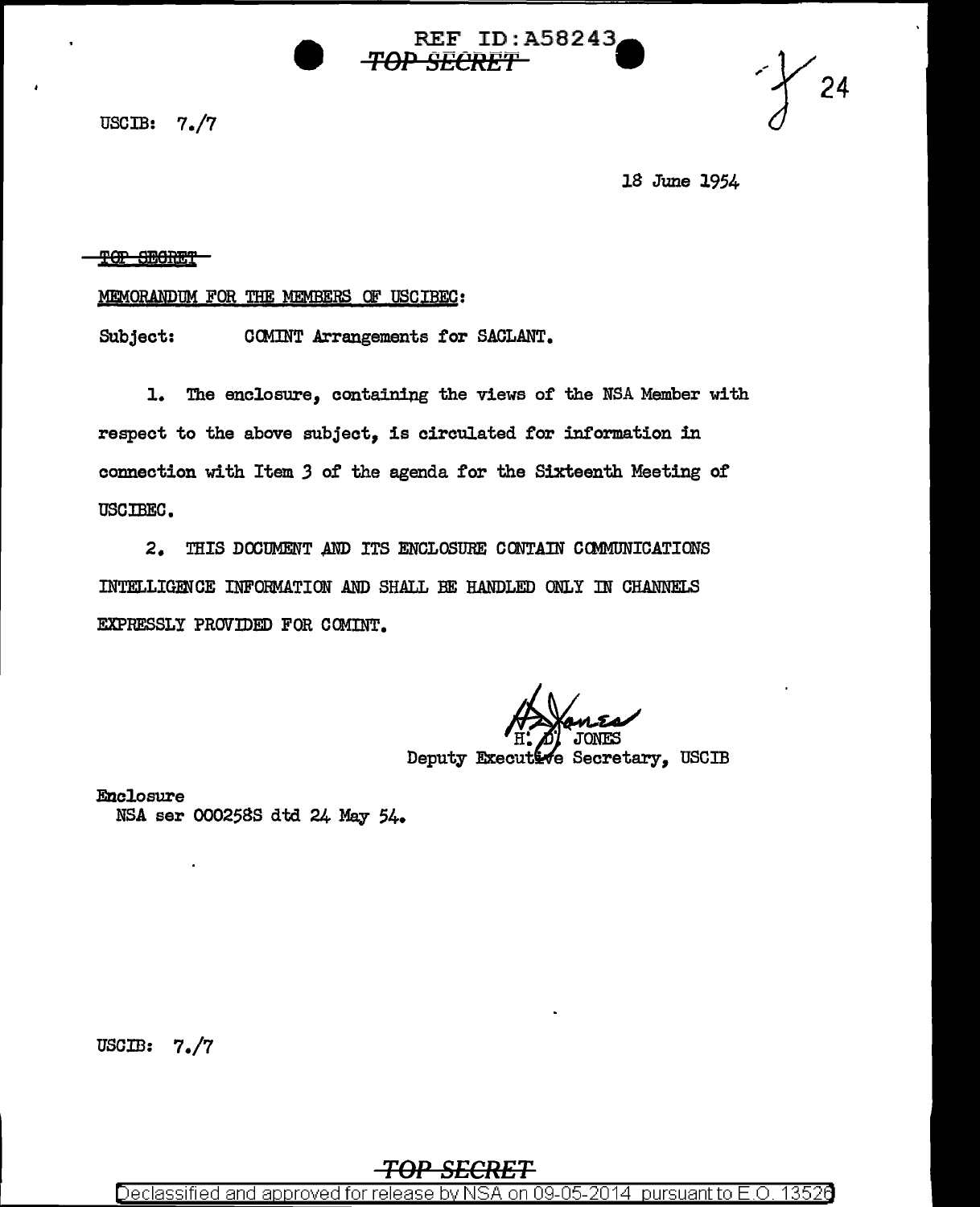REF ID:A58243

~~TOP SECRET~~

USCIB: 7./7

18 June 1954

~~TOP SECRET~~

MEMORANDUM FOR THE MEMBERS OF USCIBEC:

Subject: COMINT Arrangements for SACLANT.

1. The enclosure, containing the views of the NSA Member with respect to the above subject, is circulated for information in connection with Item 3 of the agenda for the Sixteenth Meeting of USCIBEC.

2. THIS DOCUMENT AND ITS ENCLOSURE CONTAIN COMMUNICATIONS INTELLIGENCE INFORMATION AND SHALL BE HANDLED ONLY IN CHANNELS EXPRESSLY PROVIDED FOR COMINT.

H. D. JONES
Deputy Executive Secretary, USCIB

Enclosure
NSA ser 000258S dtd 24 May 54.

USCIB: 7./7

~~TOP SECRET~~

Declassified and approved for release by NSA on 09-05-2014 pursuant to E.O. 13526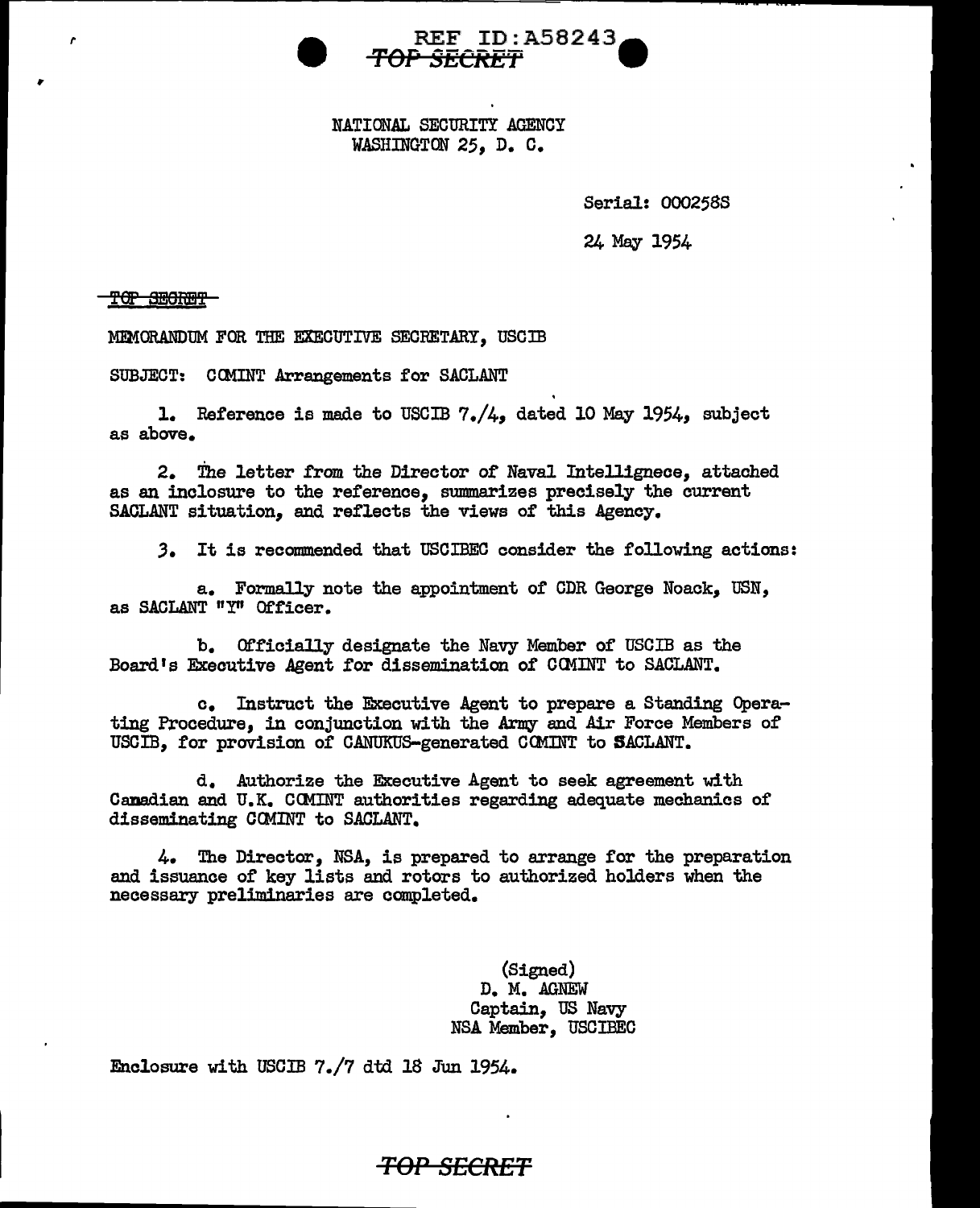REF ID:A58243
~~TOP SECRET~~

NATIONAL SECURITY AGENCY
WASHINGTON 25, D. C.

Serial: 000258S

24 May 1954

~~TOP SECRET~~

MEMORANDUM FOR THE EXECUTIVE SECRETARY, USCIB

SUBJECT: COMINT Arrangements for SACLANT

1. Reference is made to USCIB 7./4, dated 10 May 1954, subject as above.

2. The letter from the Director of Naval Intellignece, attached as an inclosure to the reference, summarizes precisely the current SACLANT situation, and reflects the views of this Agency.

3. It is recommended that USCIBEC consider the following actions:

a. Formally note the appointment of CDR George Noack, USN, as SACLANT "Y" Officer.

b. Officially designate the Navy Member of USCIB as the Board's Executive Agent for dissemination of COMINT to SACLANT.

c. Instruct the Executive Agent to prepare a Standing Operating Procedure, in conjunction with the Army and Air Force Members of USCIB, for provision of CANUKUS-generated COMINT to SACLANT.

d. Authorize the Executive Agent to seek agreement with Canadian and U.K. COMINT authorities regarding adequate mechanics of disseminating COMINT to SACLANT.

4. The Director, NSA, is prepared to arrange for the preparation and issuance of key lists and rotors to authorized holders when the necessary preliminaries are completed.

(Signed)
D. M. AGNEW
Captain, US Navy
NSA Member, USCIBEC

Enclosure with USCIB 7./7 dtd 18 Jun 1954.

~~TOP SECRET~~